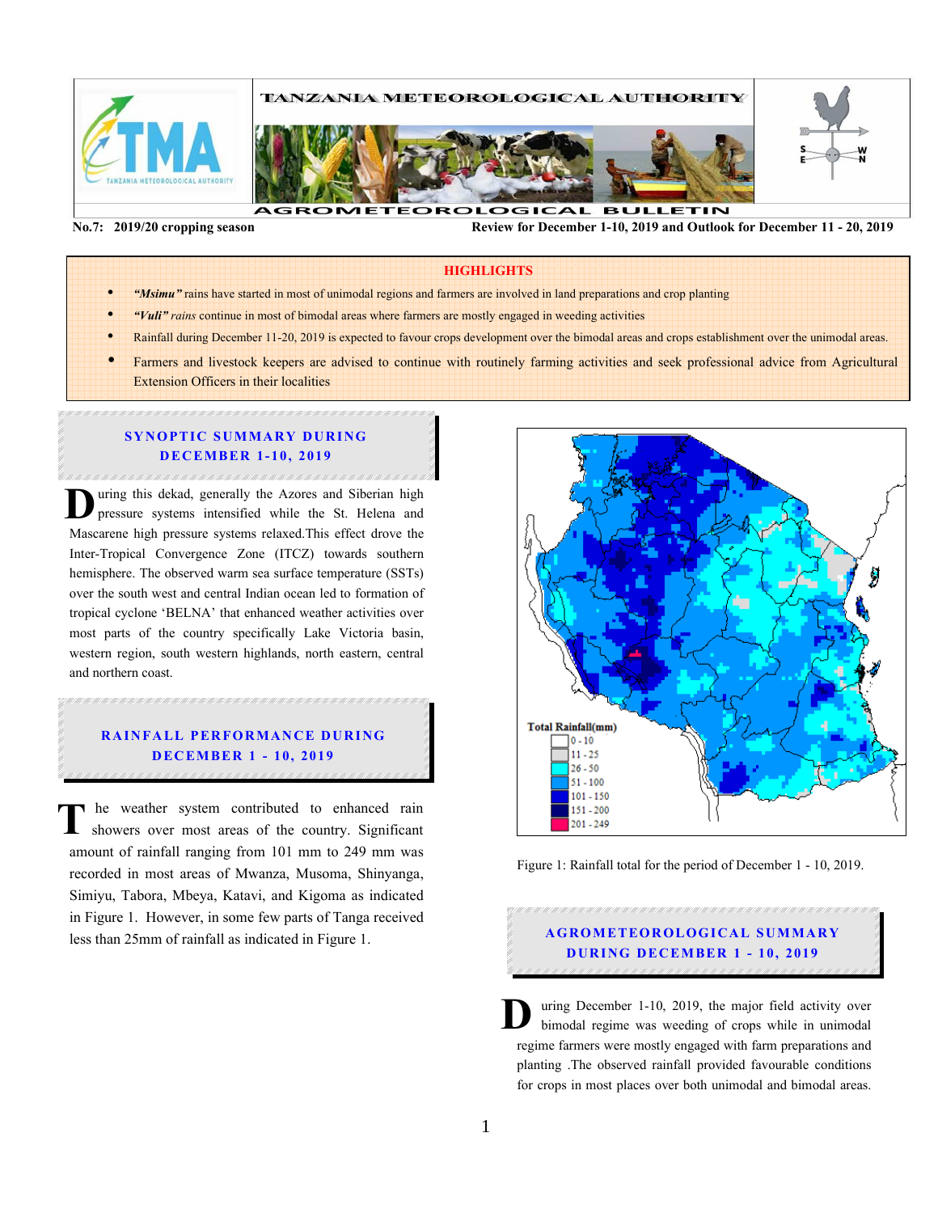# TANZANIA METEOROLOGICAL AUTHORITY

## AGROMETEOROLOGICAL BULLETIN

**No.7: 2019/20 cropping season** **Review for December 1-10, 2019 and Outlook for December 11 - 20, 2019**

### HIGHLIGHTS

- ***"Msimu"*** rains have started in most of unimodal regions and farmers are involved in land preparations and crop planting
- ***"Vuli"*** *rains* continue in most of bimodal areas where farmers are mostly engaged in weeding activities
- Rainfall during December 11-20, 2019 is expected to favour crops development over the bimodal areas and crops establishment over the unimodal areas.
- Farmers and livestock keepers are advised to continue with routinely farming activities and seek professional advice from Agricultural Extension Officers in their localities

## SYNOPTIC SUMMARY DURING DECEMBER 1-10, 2019

During this dekad, generally the Azores and Siberian high pressure systems intensified while the St. Helena and Mascarene high pressure systems relaxed.This effect drove the Inter-Tropical Convergence Zone (ITCZ) towards southern hemisphere. The observed warm sea surface temperature (SSTs) over the south west and central Indian ocean led to formation of tropical cyclone 'BELNA' that enhanced weather activities over most parts of the country specifically Lake Victoria basin, western region, south western highlands, north eastern, central and northern coast.

## RAINFALL PERFORMANCE DURING DECEMBER 1 - 10, 2019

The weather system contributed to enhanced rain showers over most areas of the country. Significant amount of rainfall ranging from 101 mm to 249 mm was recorded in most areas of Mwanza, Musoma, Shinyanga, Simiyu, Tabora, Mbeya, Katavi, and Kigoma as indicated in Figure 1. However, in some few parts of Tanga received less than 25mm of rainfall as indicated in Figure 1.

Total Rainfall(mm): 0 - 10; 11 - 25; 26 - 50; 51 - 100; 101 - 150; 151 - 200; 201 - 249

Figure 1: Rainfall total for the period of December 1 - 10, 2019.

## AGROMETEOROLOGICAL SUMMARY DURING DECEMBER 1 - 10, 2019

During December 1-10, 2019, the major field activity over bimodal regime was weeding of crops while in unimodal regime farmers were mostly engaged with farm preparations and planting .The observed rainfall provided favourable conditions for crops in most places over both unimodal and bimodal areas.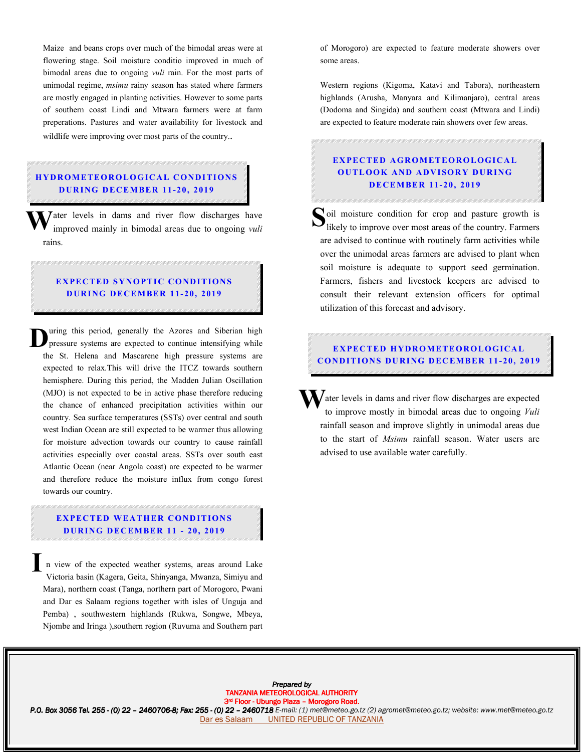Maize and beans crops over much of the bimodal areas were at flowering stage. Soil moisture conditio improved in much of bimodal areas due to ongoing *vuli* rain. For the most parts of unimodal regime, *msimu* rainy season has stated where farmers are mostly engaged in planting activities. However to some parts of southern coast Lindi and Mtwara farmers were at farm preperations. Pastures and water availability for livestock and wildlife were improving over most parts of the country..

## HYDROMETEOROLOGICAL CONDITIONS DURING DECEMBER 11-20, 2019

Water levels in dams and river flow discharges have improved mainly in bimodal areas due to ongoing *vuli* rains.

## EXPECTED SYNOPTIC CONDITIONS DURING DECEMBER 11-20, 2019

During this period, generally the Azores and Siberian high pressure systems are expected to continue intensifying while the St. Helena and Mascarene high pressure systems are expected to relax.This will drive the ITCZ towards southern hemisphere. During this period, the Madden Julian Oscillation (MJO) is not expected to be in active phase therefore reducing the chance of enhanced precipitation activities within our country. Sea surface temperatures (SSTs) over central and south west Indian Ocean are still expected to be warmer thus allowing for moisture advection towards our country to cause rainfall activities especially over coastal areas. SSTs over south east Atlantic Ocean (near Angola coast) are expected to be warmer and therefore reduce the moisture influx from congo forest towards our country.

## EXPECTED WEATHER CONDITIONS DURING DECEMBER 11 - 20, 2019

In view of the expected weather systems, areas around Lake Victoria basin (Kagera, Geita, Shinyanga, Mwanza, Simiyu and Mara), northern coast (Tanga, northern part of Morogoro, Pwani and Dar es Salaam regions together with isles of Unguja and Pemba) , southwestern highlands (Rukwa, Songwe, Mbeya, Njombe and Iringa ),southern region (Ruvuma and Southern part of Morogoro) are expected to feature moderate showers over some areas.

Western regions (Kigoma, Katavi and Tabora), northeastern highlands (Arusha, Manyara and Kilimanjaro), central areas (Dodoma and Singida) and southern coast (Mtwara and Lindi) are expected to feature moderate rain showers over few areas.

## EXPECTED AGROMETEOROLOGICAL OUTLOOK AND ADVISORY DURING DECEMBER 11-20, 2019

Soil moisture condition for crop and pasture growth is likely to improve over most areas of the country. Farmers are advised to continue with routinely farm activities while over the unimodal areas farmers are advised to plant when soil moisture is adequate to support seed germination. Farmers, fishers and livestock keepers are advised to consult their relevant extension officers for optimal utilization of this forecast and advisory.

## EXPECTED HYDROMETEOROLOGICAL CONDITIONS DURING DECEMBER 11-20, 2019

Water levels in dams and river flow discharges are expected to improve mostly in bimodal areas due to ongoing *Vuli* rainfall season and improve slightly in unimodal areas due to the start of *Msimu* rainfall season. Water users are advised to use available water carefully.

*Prepared by*
TANZANIA METEOROLOGICAL AUTHORITY
3rd Floor - Ubungo Plaza – Morogoro Road.
*P.O. Box 3056 Tel. 255 - (0) 22 – 2460706-8; Fax: 255 - (0) 22 – 2460718 E-mail: (1) met@meteo.go.tz (2) agromet@meteo.go.tz; website: www.met@meteo.go.tz*
Dar es Salaam UNITED REPUBLIC OF TANZANIA